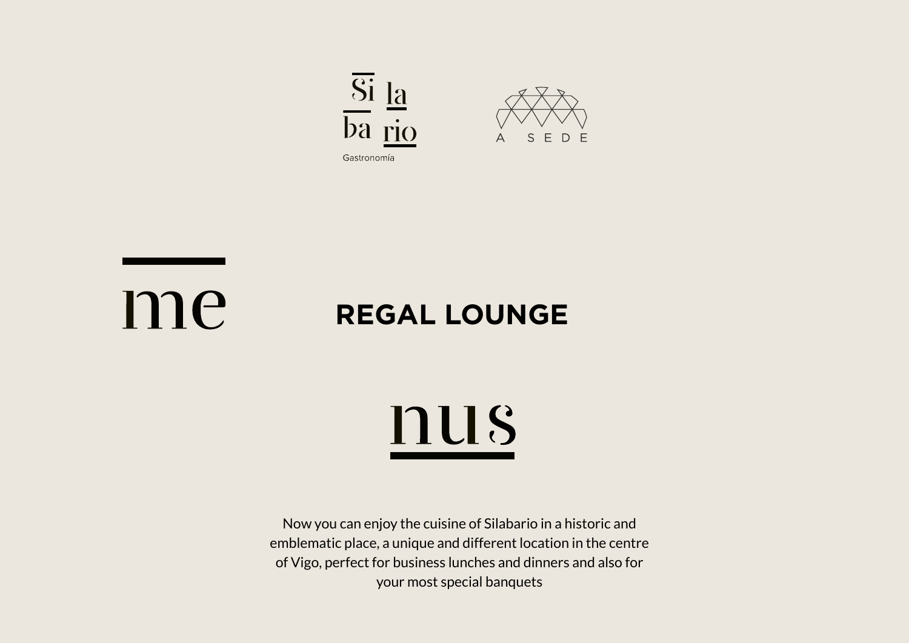Si la
ba rio
Gastronomía

A SEDE

# menus

## REGAL LOUNGE

Now you can enjoy the cuisine of Silabario in a historic and emblematic place, a unique and different location in the centre of Vigo, perfect for business lunches and dinners and also for your most special banquets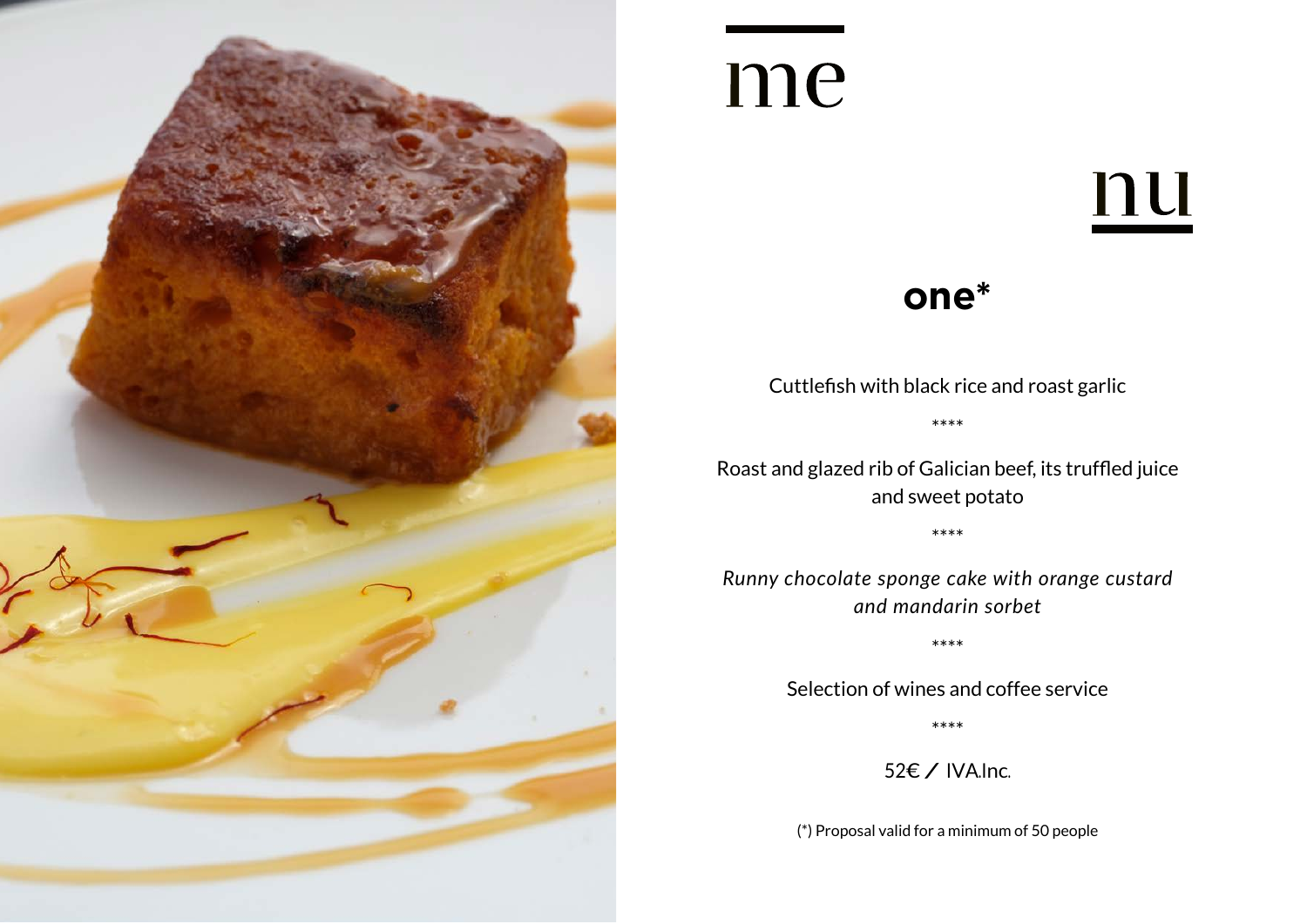# menu

## one*

Cuttlefish with black rice and roast garlic

****

Roast and glazed rib of Galician beef, its truffled juice and sweet potato

****

*Runny chocolate sponge cake with orange custard and mandarin sorbet*

****

Selection of wines and coffee service

****

52€ / IVA.Inc.

(*) Proposal valid for a minimum of 50 people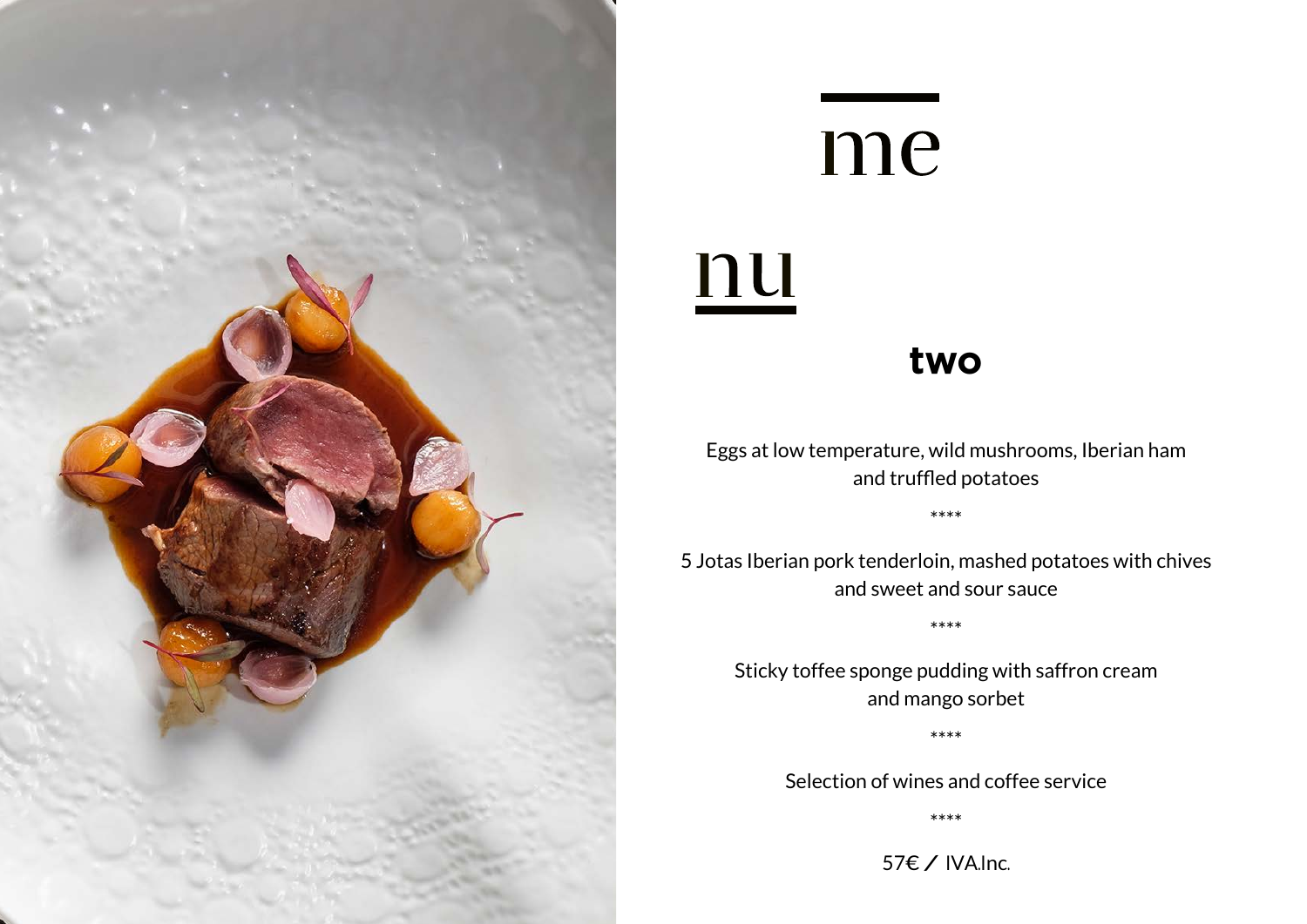# me

# nu

## two

Eggs at low temperature, wild mushrooms, Iberian ham and truffled potatoes

****

5 Jotas Iberian pork tenderloin, mashed potatoes with chives and sweet and sour sauce

****

Sticky toffee sponge pudding with saffron cream and mango sorbet

****

Selection of wines and coffee service

****

57€ / IVA.Inc.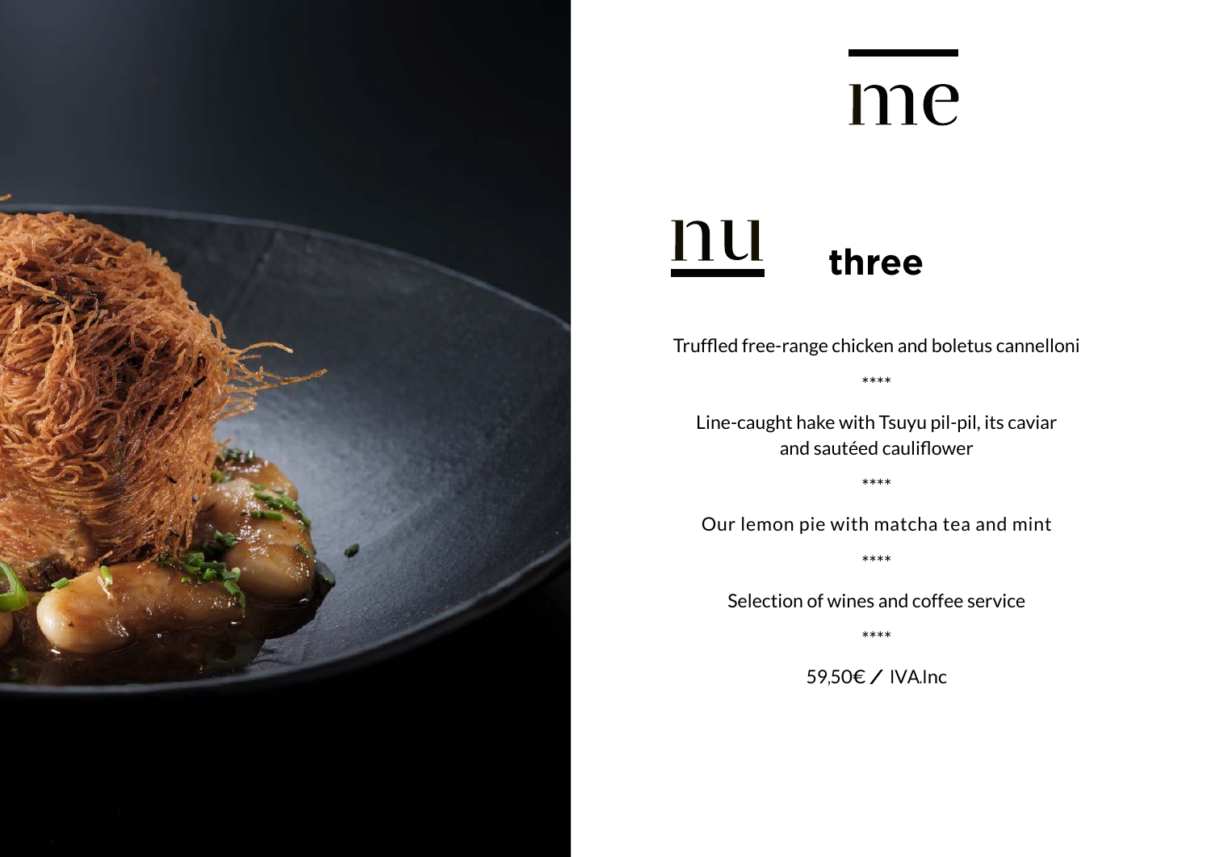# menu three

Truffled free-range chicken and boletus cannelloni

****

Line-caught hake with Tsuyu pil-pil, its caviar and sautéed cauliflower

****

Our lemon pie with matcha tea and mint

****

Selection of wines and coffee service

****

59,50€ / IVA.Inc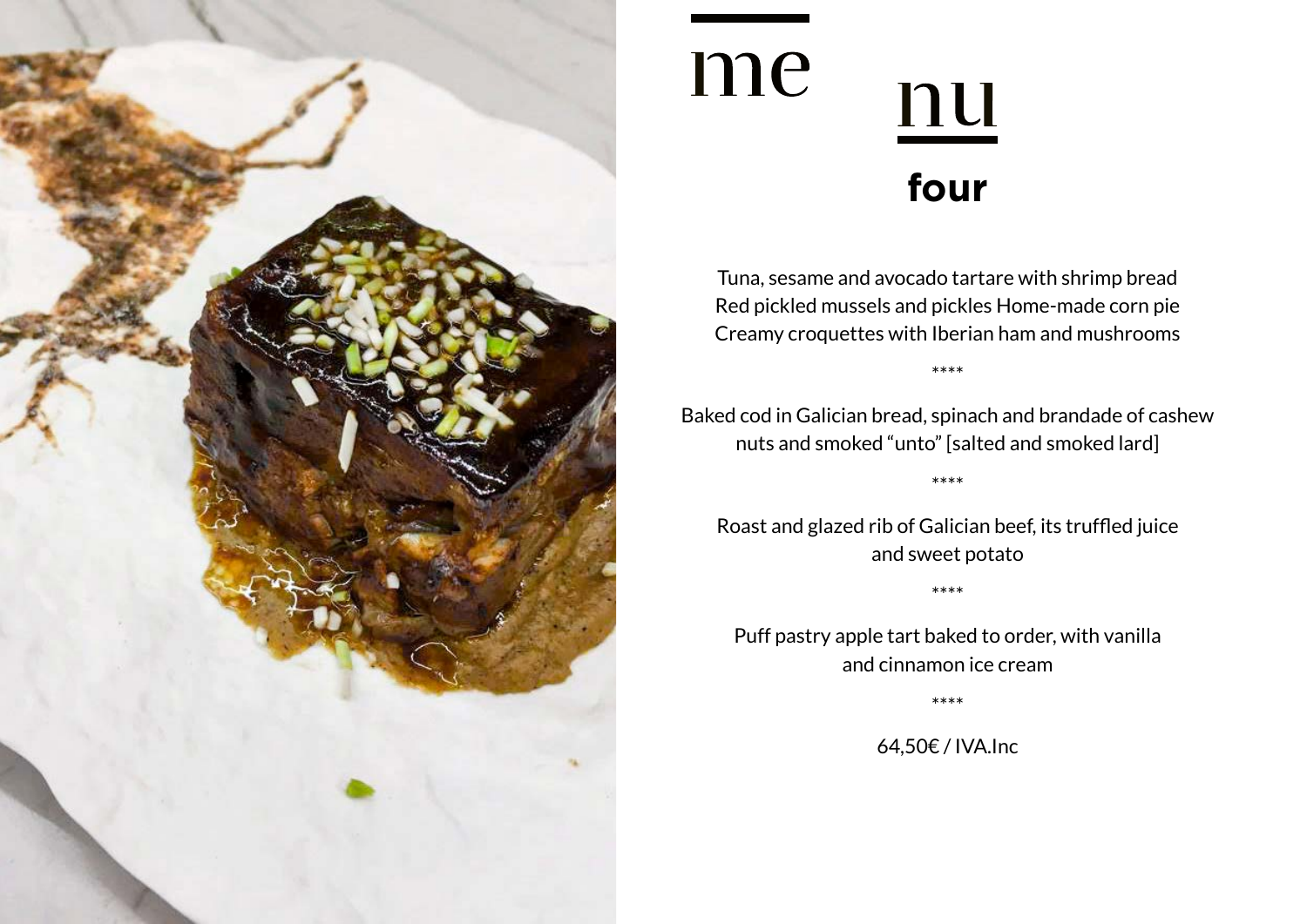# menu

## four

Tuna, sesame and avocado tartare with shrimp bread
Red pickled mussels and pickles Home-made corn pie
Creamy croquettes with Iberian ham and mushrooms

****

Baked cod in Galician bread, spinach and brandade of cashew nuts and smoked “unto” [salted and smoked lard]

****

Roast and glazed rib of Galician beef, its truffled juice and sweet potato

****

Puff pastry apple tart baked to order, with vanilla and cinnamon ice cream

****

64,50€ / IVA.Inc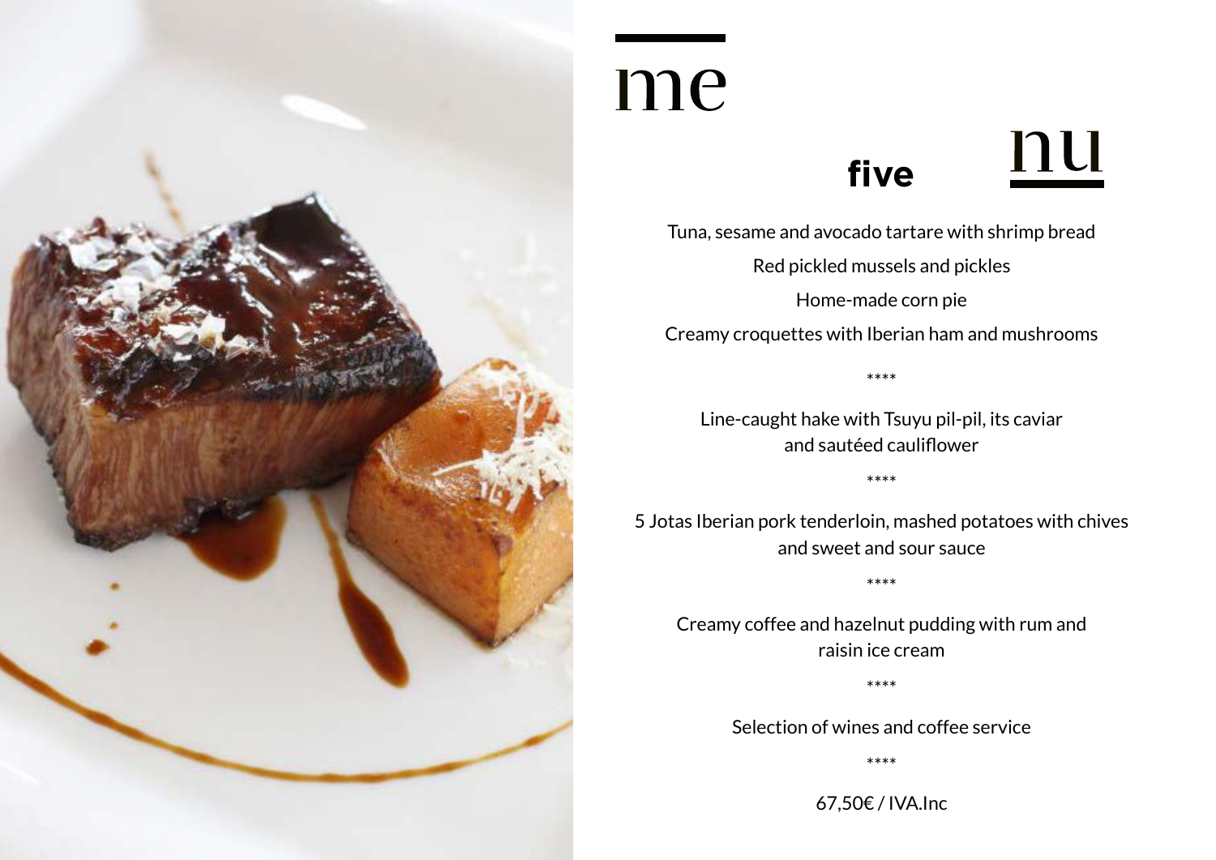# menu five

Tuna, sesame and avocado tartare with shrimp bread

Red pickled mussels and pickles

Home-made corn pie

Creamy croquettes with Iberian ham and mushrooms

****

Line-caught hake with Tsuyu pil-pil, its caviar and sautéed cauliflower

****

5 Jotas Iberian pork tenderloin, mashed potatoes with chives and sweet and sour sauce

****

Creamy coffee and hazelnut pudding with rum and raisin ice cream

****

Selection of wines and coffee service

****

67,50€ / IVA.Inc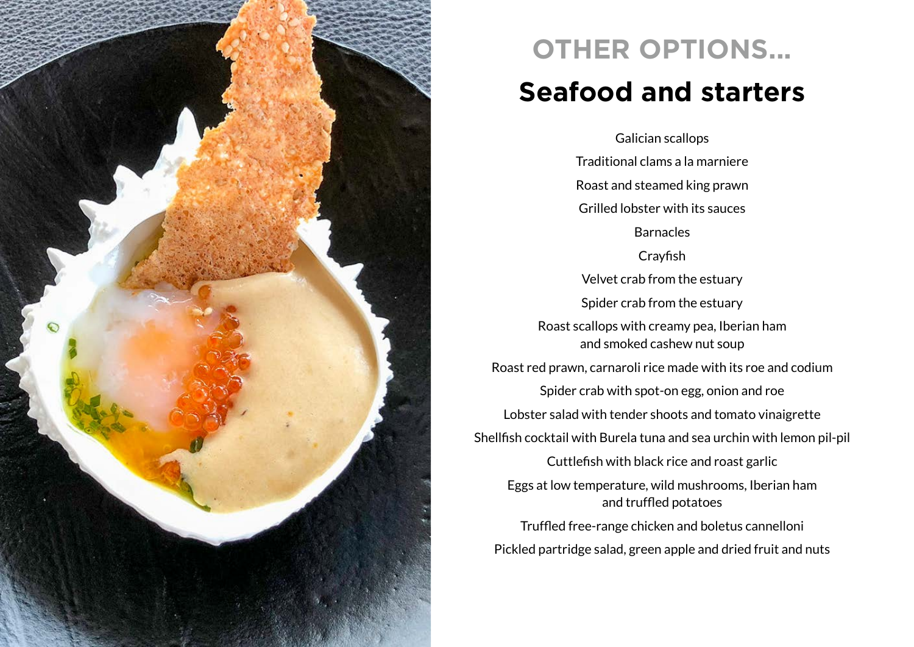## OTHER OPTIONS...

# Seafood and starters

Galician scallops

Traditional clams a la marniere

Roast and steamed king prawn

Grilled lobster with its sauces

Barnacles

Crayfish

Velvet crab from the estuary

Spider crab from the estuary

Roast scallops with creamy pea, Iberian ham and smoked cashew nut soup

Roast red prawn, carnaroli rice made with its roe and codium

Spider crab with spot-on egg, onion and roe

Lobster salad with tender shoots and tomato vinaigrette

Shellfish cocktail with Burela tuna and sea urchin with lemon pil-pil

Cuttlefish with black rice and roast garlic

Eggs at low temperature, wild mushrooms, Iberian ham and truffled potatoes

Truffled free-range chicken and boletus cannelloni

Pickled partridge salad, green apple and dried fruit and nuts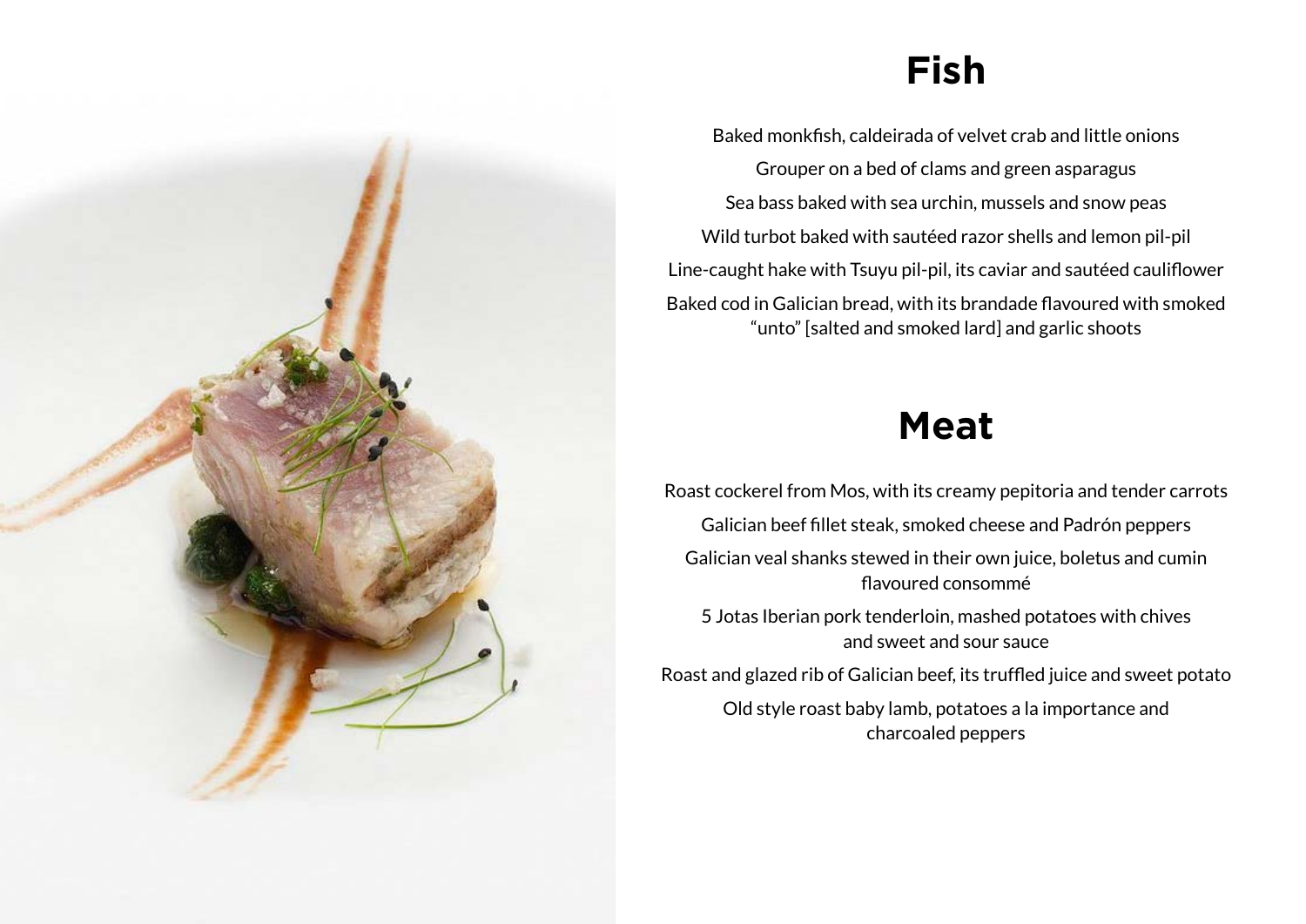# Fish

Baked monkfish, caldeirada of velvet crab and little onions

Grouper on a bed of clams and green asparagus

Sea bass baked with sea urchin, mussels and snow peas

Wild turbot baked with sautéed razor shells and lemon pil-pil

Line-caught hake with Tsuyu pil-pil, its caviar and sautéed cauliflower

Baked cod in Galician bread, with its brandade flavoured with smoked "unto" [salted and smoked lard] and garlic shoots

# Meat

Roast cockerel from Mos, with its creamy pepitoria and tender carrots

Galician beef fillet steak, smoked cheese and Padrón peppers

Galician veal shanks stewed in their own juice, boletus and cumin flavoured consommé

5 Jotas Iberian pork tenderloin, mashed potatoes with chives and sweet and sour sauce

Roast and glazed rib of Galician beef, its truffled juice and sweet potato

Old style roast baby lamb, potatoes a la importance and charcoaled peppers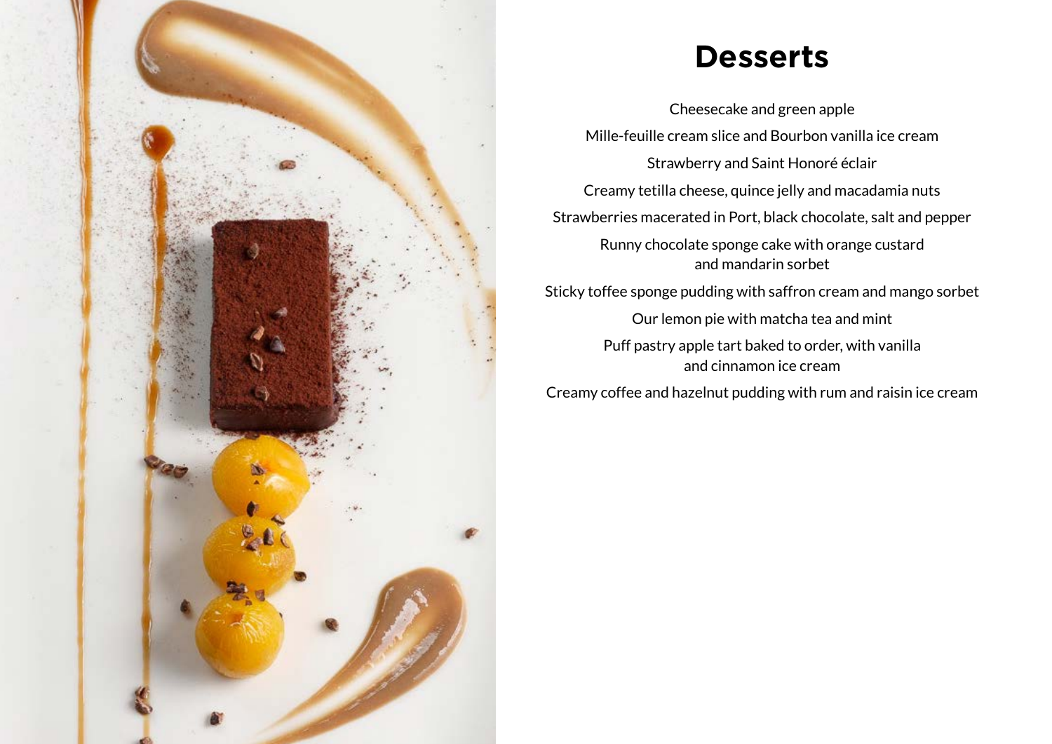# Desserts

Cheesecake and green apple

Mille-feuille cream slice and Bourbon vanilla ice cream

Strawberry and Saint Honoré éclair

Creamy tetilla cheese, quince jelly and macadamia nuts

Strawberries macerated in Port, black chocolate, salt and pepper

Runny chocolate sponge cake with orange custard and mandarin sorbet

Sticky toffee sponge pudding with saffron cream and mango sorbet

Our lemon pie with matcha tea and mint

Puff pastry apple tart baked to order, with vanilla and cinnamon ice cream

Creamy coffee and hazelnut pudding with rum and raisin ice cream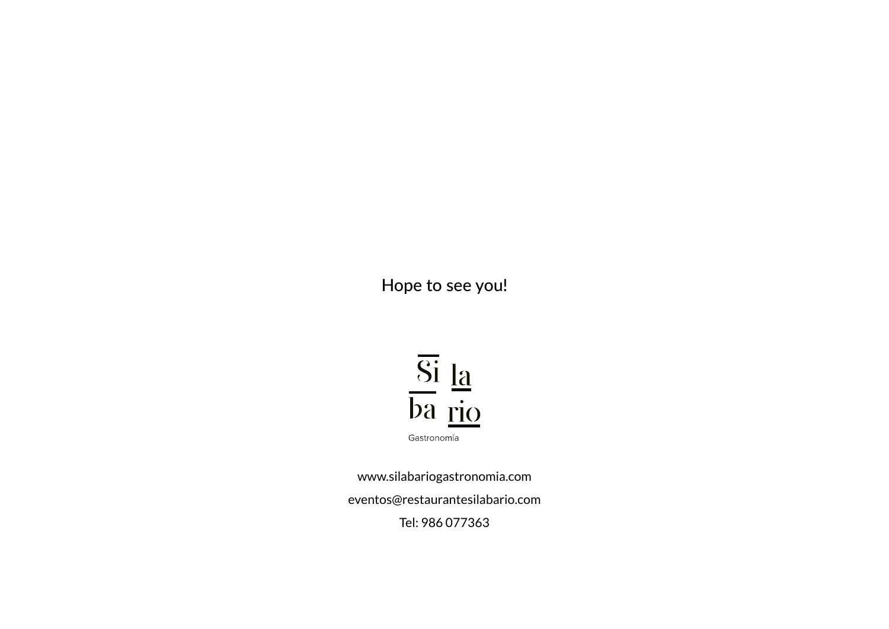Hope to see you!

Si la
ba rio
Gastronomía

www.silabariogastronomia.com

eventos@restaurantesilabario.com

Tel: 986 077363